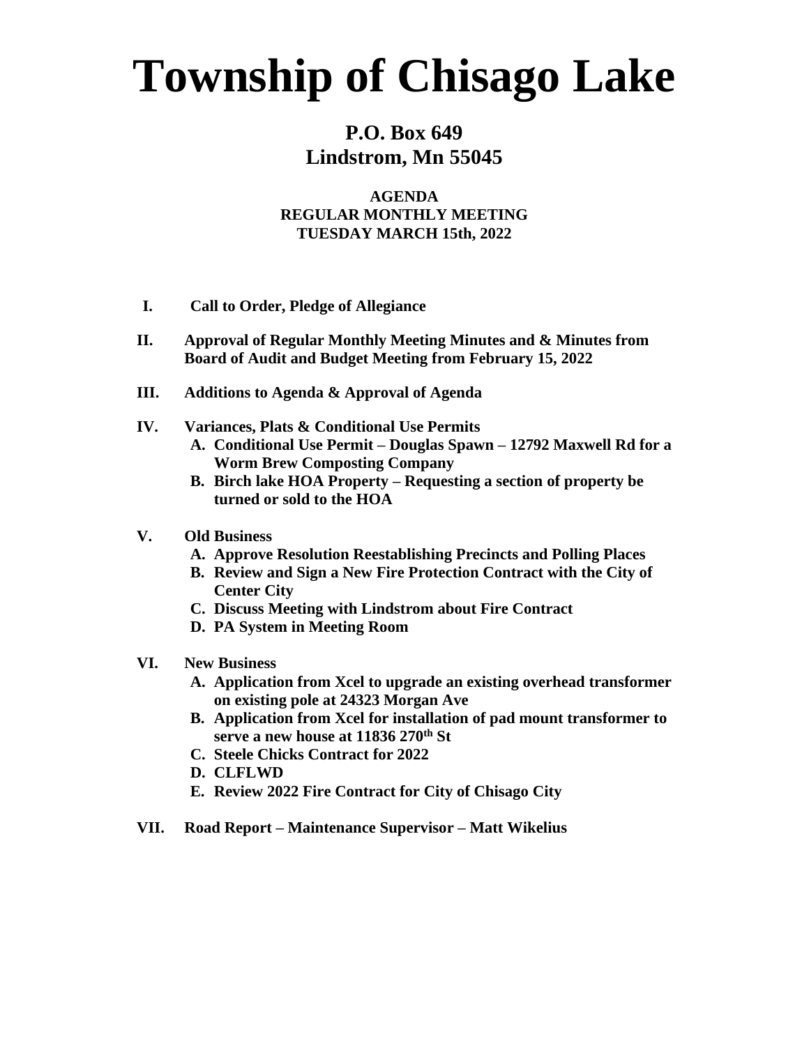# Township of Chisago Lake

## P.O. Box 649
## Lindstrom, Mn 55045

**AGENDA**
**REGULAR MONTHLY MEETING**
**TUESDAY MARCH 15th, 2022**

**I. Call to Order, Pledge of Allegiance**

**II. Approval of Regular Monthly Meeting Minutes and & Minutes from Board of Audit and Budget Meeting from February 15, 2022**

**III. Additions to Agenda & Approval of Agenda**

**IV. Variances, Plats & Conditional Use Permits**

- **A. Conditional Use Permit – Douglas Spawn – 12792 Maxwell Rd for a Worm Brew Composting Company**
- **B. Birch lake HOA Property – Requesting a section of property be turned or sold to the HOA**

**V. Old Business**

- **A. Approve Resolution Reestablishing Precincts and Polling Places**
- **B. Review and Sign a New Fire Protection Contract with the City of Center City**
- **C. Discuss Meeting with Lindstrom about Fire Contract**
- **D. PA System in Meeting Room**

**VI. New Business**

- **A. Application from Xcel to upgrade an existing overhead transformer on existing pole at 24323 Morgan Ave**
- **B. Application from Xcel for installation of pad mount transformer to serve a new house at 11836 270th St**
- **C. Steele Chicks Contract for 2022**
- **D. CLFLWD**
- **E. Review 2022 Fire Contract for City of Chisago City**

**VII. Road Report – Maintenance Supervisor – Matt Wikelius**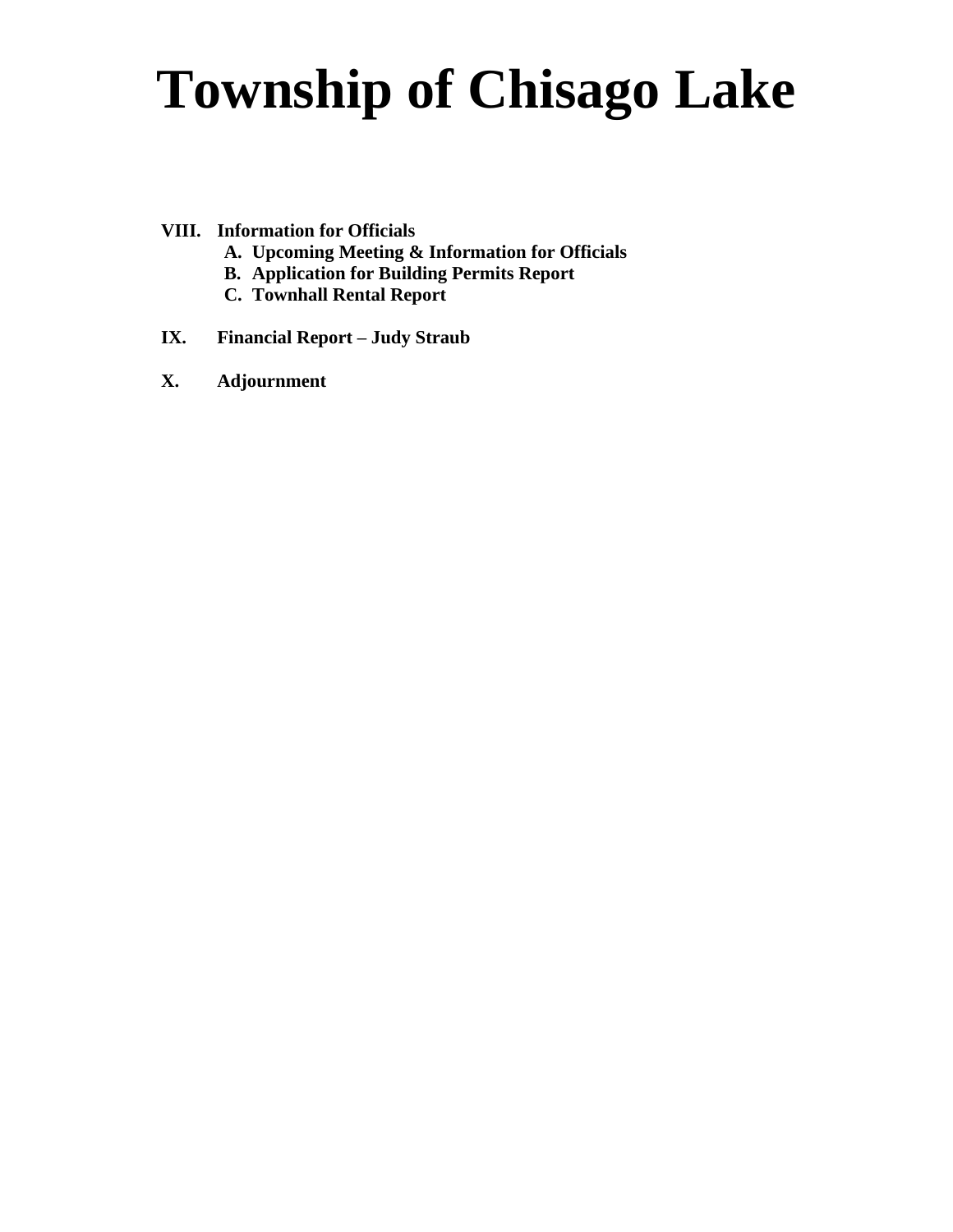# Township of Chisago Lake

**VIII. Information for Officials**

  **A. Upcoming Meeting & Information for Officials**
  **B. Application for Building Permits Report**
  **C. Townhall Rental Report**

**IX. Financial Report – Judy Straub**

**X. Adjournment**